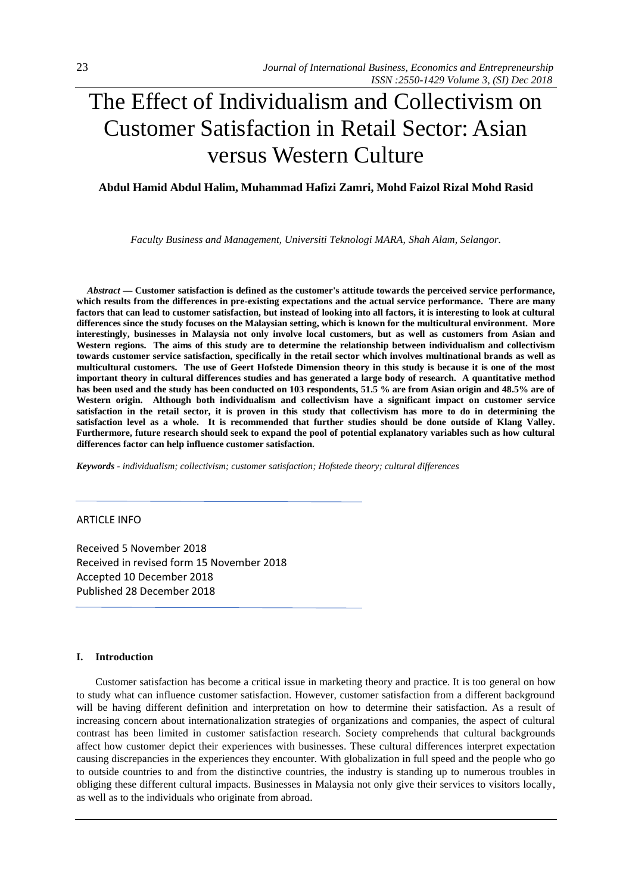# The Effect of Individualism and Collectivism on Customer Satisfaction in Retail Sector: Asian versus Western Culture

**Abdul Hamid Abdul Halim, Muhammad Hafizi Zamri, Mohd Faizol Rizal Mohd Rasid**

*Faculty Business and Management, Universiti Teknologi MARA, Shah Alam, Selangor.*

***Abstract* — Customer satisfaction is defined as the customer's attitude towards the perceived service performance, which results from the differences in pre-existing expectations and the actual service performance. There are many factors that can lead to customer satisfaction, but instead of looking into all factors, it is interesting to look at cultural differences since the study focuses on the Malaysian setting, which is known for the multicultural environment. More interestingly, businesses in Malaysia not only involve local customers, but as well as customers from Asian and Western regions. The aims of this study are to determine the relationship between individualism and collectivism towards customer service satisfaction, specifically in the retail sector which involves multinational brands as well as multicultural customers. The use of Geert Hofstede Dimension theory in this study is because it is one of the most important theory in cultural differences studies and has generated a large body of research. A quantitative method has been used and the study has been conducted on 103 respondents, 51.5 % are from Asian origin and 48.5% are of Western origin. Although both individualism and collectivism have a significant impact on customer service satisfaction in the retail sector, it is proven in this study that collectivism has more to do in determining the satisfaction level as a whole. It is recommended that further studies should be done outside of Klang Valley. Furthermore, future research should seek to expand the pool of potential explanatory variables such as how cultural differences factor can help influence customer satisfaction.**

***Keywords*** *- individualism; collectivism; customer satisfaction; Hofstede theory; cultural differences*

ARTICLE INFO

Received 5 November 2018
Received in revised form 15 November 2018
Accepted 10 December 2018
Published 28 December 2018

## I. Introduction

Customer satisfaction has become a critical issue in marketing theory and practice. It is too general on how to study what can influence customer satisfaction. However, customer satisfaction from a different background will be having different definition and interpretation on how to determine their satisfaction. As a result of increasing concern about internationalization strategies of organizations and companies, the aspect of cultural contrast has been limited in customer satisfaction research. Society comprehends that cultural backgrounds affect how customer depict their experiences with businesses. These cultural differences interpret expectation causing discrepancies in the experiences they encounter. With globalization in full speed and the people who go to outside countries to and from the distinctive countries, the industry is standing up to numerous troubles in obliging these different cultural impacts. Businesses in Malaysia not only give their services to visitors locally, as well as to the individuals who originate from abroad.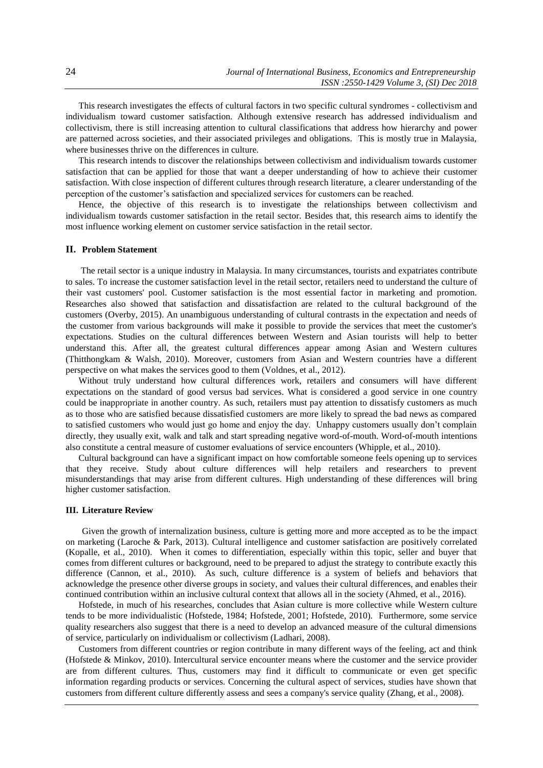This research investigates the effects of cultural factors in two specific cultural syndromes - collectivism and individualism toward customer satisfaction. Although extensive research has addressed individualism and collectivism, there is still increasing attention to cultural classifications that address how hierarchy and power are patterned across societies, and their associated privileges and obligations. This is mostly true in Malaysia, where businesses thrive on the differences in culture.

This research intends to discover the relationships between collectivism and individualism towards customer satisfaction that can be applied for those that want a deeper understanding of how to achieve their customer satisfaction. With close inspection of different cultures through research literature, a clearer understanding of the perception of the customer's satisfaction and specialized services for customers can be reached.

Hence, the objective of this research is to investigate the relationships between collectivism and individualism towards customer satisfaction in the retail sector. Besides that, this research aims to identify the most influence working element on customer service satisfaction in the retail sector.

## II. Problem Statement

The retail sector is a unique industry in Malaysia. In many circumstances, tourists and expatriates contribute to sales. To increase the customer satisfaction level in the retail sector, retailers need to understand the culture of their vast customers' pool. Customer satisfaction is the most essential factor in marketing and promotion. Researches also showed that satisfaction and dissatisfaction are related to the cultural background of the customers (Overby, 2015). An unambiguous understanding of cultural contrasts in the expectation and needs of the customer from various backgrounds will make it possible to provide the services that meet the customer's expectations. Studies on the cultural differences between Western and Asian tourists will help to better understand this. After all, the greatest cultural differences appear among Asian and Western cultures (Thitthongkam & Walsh, 2010). Moreover, customers from Asian and Western countries have a different perspective on what makes the services good to them (Voldnes, et al., 2012).

Without truly understand how cultural differences work, retailers and consumers will have different expectations on the standard of good versus bad services. What is considered a good service in one country could be inappropriate in another country. As such, retailers must pay attention to dissatisfy customers as much as to those who are satisfied because dissatisfied customers are more likely to spread the bad news as compared to satisfied customers who would just go home and enjoy the day. Unhappy customers usually don't complain directly, they usually exit, walk and talk and start spreading negative word-of-mouth. Word-of-mouth intentions also constitute a central measure of customer evaluations of service encounters (Whipple, et al., 2010).

Cultural background can have a significant impact on how comfortable someone feels opening up to services that they receive. Study about culture differences will help retailers and researchers to prevent misunderstandings that may arise from different cultures. High understanding of these differences will bring higher customer satisfaction.

## III. Literature Review

Given the growth of internalization business, culture is getting more and more accepted as to be the impact on marketing (Laroche & Park, 2013). Cultural intelligence and customer satisfaction are positively correlated (Kopalle, et al., 2010). When it comes to differentiation, especially within this topic, seller and buyer that comes from different cultures or background, need to be prepared to adjust the strategy to contribute exactly this difference (Cannon, et al., 2010). As such, culture difference is a system of beliefs and behaviors that acknowledge the presence other diverse groups in society, and values their cultural differences, and enables their continued contribution within an inclusive cultural context that allows all in the society (Ahmed, et al., 2016).

Hofstede, in much of his researches, concludes that Asian culture is more collective while Western culture tends to be more individualistic (Hofstede, 1984; Hofstede, 2001; Hofstede, 2010). Furthermore, some service quality researchers also suggest that there is a need to develop an advanced measure of the cultural dimensions of service, particularly on individualism or collectivism (Ladhari, 2008).

Customers from different countries or region contribute in many different ways of the feeling, act and think (Hofstede & Minkov, 2010). Intercultural service encounter means where the customer and the service provider are from different cultures. Thus, customers may find it difficult to communicate or even get specific information regarding products or services. Concerning the cultural aspect of services, studies have shown that customers from different culture differently assess and sees a company's service quality (Zhang, et al., 2008).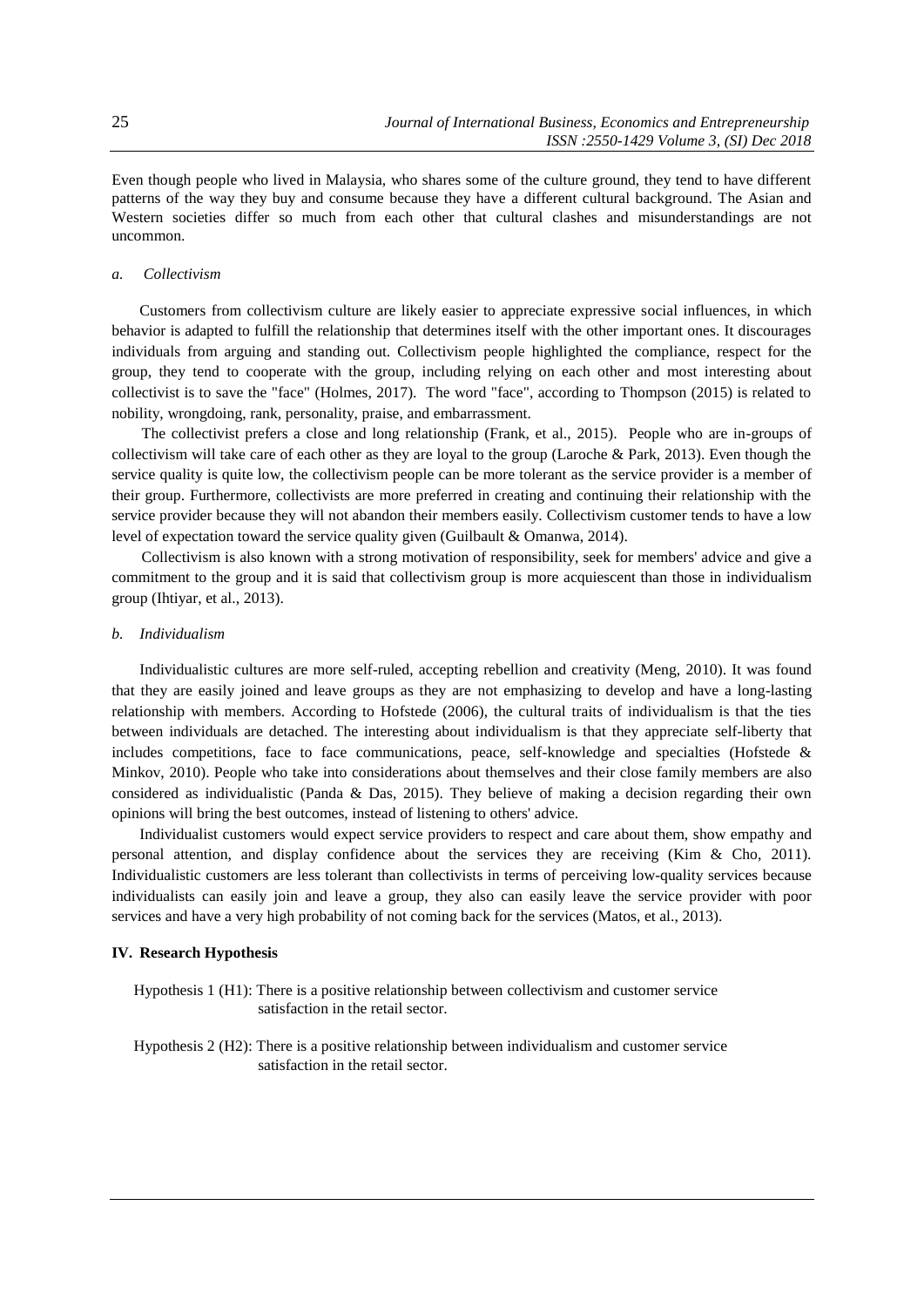Even though people who lived in Malaysia, who shares some of the culture ground, they tend to have different patterns of the way they buy and consume because they have a different cultural background. The Asian and Western societies differ so much from each other that cultural clashes and misunderstandings are not uncommon.

*a. Collectivism*

Customers from collectivism culture are likely easier to appreciate expressive social influences, in which behavior is adapted to fulfill the relationship that determines itself with the other important ones. It discourages individuals from arguing and standing out. Collectivism people highlighted the compliance, respect for the group, they tend to cooperate with the group, including relying on each other and most interesting about collectivist is to save the "face" (Holmes, 2017). The word "face", according to Thompson (2015) is related to nobility, wrongdoing, rank, personality, praise, and embarrassment.

The collectivist prefers a close and long relationship (Frank, et al., 2015). People who are in-groups of collectivism will take care of each other as they are loyal to the group (Laroche & Park, 2013). Even though the service quality is quite low, the collectivism people can be more tolerant as the service provider is a member of their group. Furthermore, collectivists are more preferred in creating and continuing their relationship with the service provider because they will not abandon their members easily. Collectivism customer tends to have a low level of expectation toward the service quality given (Guilbault & Omanwa, 2014).

Collectivism is also known with a strong motivation of responsibility, seek for members' advice and give a commitment to the group and it is said that collectivism group is more acquiescent than those in individualism group (Ihtiyar, et al., 2013).

*b. Individualism*

Individualistic cultures are more self-ruled, accepting rebellion and creativity (Meng, 2010). It was found that they are easily joined and leave groups as they are not emphasizing to develop and have a long-lasting relationship with members. According to Hofstede (2006), the cultural traits of individualism is that the ties between individuals are detached. The interesting about individualism is that they appreciate self-liberty that includes competitions, face to face communications, peace, self-knowledge and specialties (Hofstede & Minkov, 2010). People who take into considerations about themselves and their close family members are also considered as individualistic (Panda & Das, 2015). They believe of making a decision regarding their own opinions will bring the best outcomes, instead of listening to others' advice.

Individualist customers would expect service providers to respect and care about them, show empathy and personal attention, and display confidence about the services they are receiving (Kim & Cho, 2011). Individualistic customers are less tolerant than collectivists in terms of perceiving low-quality services because individualists can easily join and leave a group, they also can easily leave the service provider with poor services and have a very high probability of not coming back for the services (Matos, et al., 2013).

## IV. Research Hypothesis

Hypothesis 1 (H1): There is a positive relationship between collectivism and customer service satisfaction in the retail sector.

Hypothesis 2 (H2): There is a positive relationship between individualism and customer service satisfaction in the retail sector.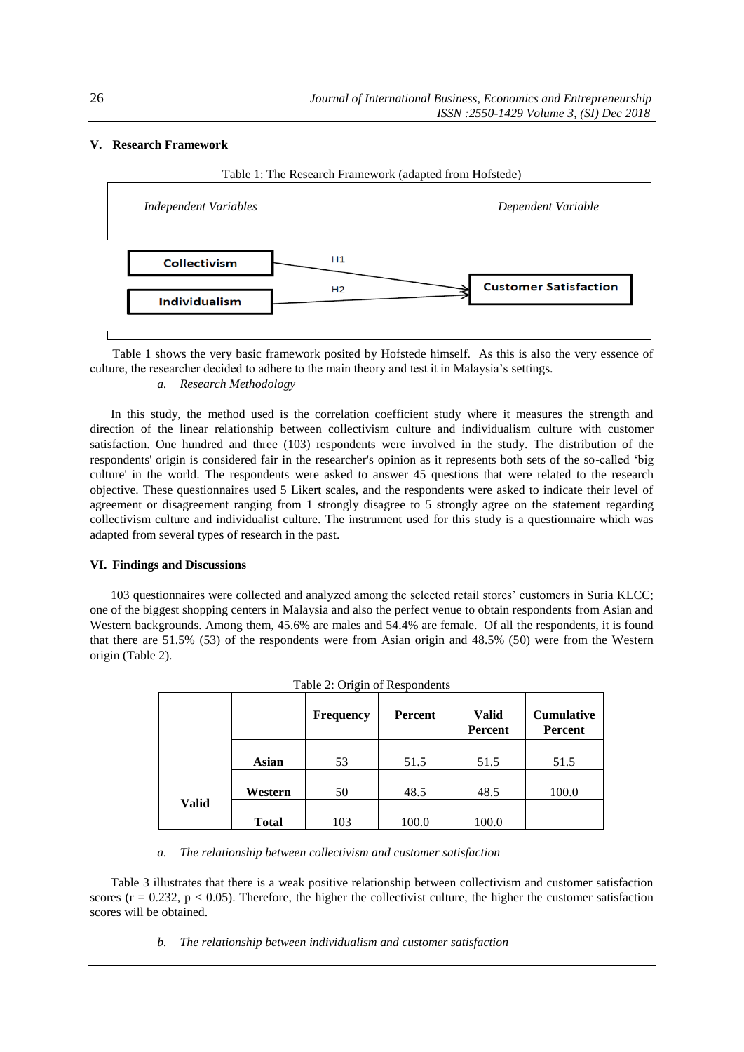## V. Research Framework

Table 1: The Research Framework (adapted from Hofstede)

| *Independent Variables* | | *Dependent Variable* |
|---|---|---|
| Collectivism | H1 → | Customer Satisfaction |
| Individualism | H2 → | Customer Satisfaction |

Table 1 shows the very basic framework posited by Hofstede himself. As this is also the very essence of culture, the researcher decided to adhere to the main theory and test it in Malaysia's settings.

*a. Research Methodology*

In this study, the method used is the correlation coefficient study where it measures the strength and direction of the linear relationship between collectivism culture and individualism culture with customer satisfaction. One hundred and three (103) respondents were involved in the study. The distribution of the respondents' origin is considered fair in the researcher's opinion as it represents both sets of the so-called 'big culture' in the world. The respondents were asked to answer 45 questions that were related to the research objective. These questionnaires used 5 Likert scales, and the respondents were asked to indicate their level of agreement or disagreement ranging from 1 strongly disagree to 5 strongly agree on the statement regarding collectivism culture and individualist culture. The instrument used for this study is a questionnaire which was adapted from several types of research in the past.

## VI. Findings and Discussions

103 questionnaires were collected and analyzed among the selected retail stores' customers in Suria KLCC; one of the biggest shopping centers in Malaysia and also the perfect venue to obtain respondents from Asian and Western backgrounds. Among them, 45.6% are males and 54.4% are female. Of all the respondents, it is found that there are 51.5% (53) of the respondents were from Asian origin and 48.5% (50) were from the Western origin (Table 2).

Table 2: Origin of Respondents

| | | Frequency | Percent | Valid Percent | Cumulative Percent |
|---|---|---|---|---|---|
| Valid | Asian | 53 | 51.5 | 51.5 | 51.5 |
| | Western | 50 | 48.5 | 48.5 | 100.0 |
| | Total | 103 | 100.0 | 100.0 | |

*a. The relationship between collectivism and customer satisfaction*

Table 3 illustrates that there is a weak positive relationship between collectivism and customer satisfaction scores ($r = 0.232$, $p < 0.05$). Therefore, the higher the collectivist culture, the higher the customer satisfaction scores will be obtained.

*b. The relationship between individualism and customer satisfaction*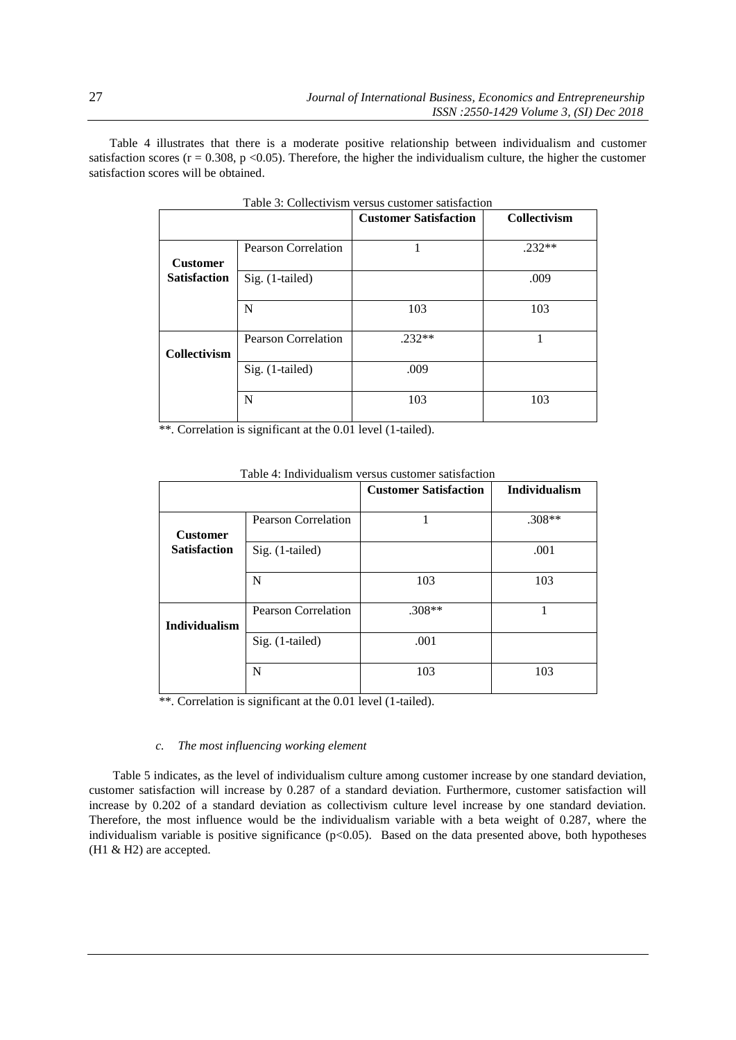Table 4 illustrates that there is a moderate positive relationship between individualism and customer satisfaction scores ($r = 0.308$, $p < 0.05$). Therefore, the higher the individualism culture, the higher the customer satisfaction scores will be obtained.

Table 3: Collectivism versus customer satisfaction

| | | **Customer Satisfaction** | **Collectivism** |
|---|---|---|---|
| **Customer Satisfaction** | Pearson Correlation | 1 | .232** |
| | Sig. (1-tailed) | | .009 |
| | N | 103 | 103 |
| **Collectivism** | Pearson Correlation | .232** | 1 |
| | Sig. (1-tailed) | .009 | |
| | N | 103 | 103 |

**. Correlation is significant at the 0.01 level (1-tailed).

Table 4: Individualism versus customer satisfaction

| | | **Customer Satisfaction** | **Individualism** |
|---|---|---|---|
| **Customer Satisfaction** | Pearson Correlation | 1 | .308** |
| | Sig. (1-tailed) | | .001 |
| | N | 103 | 103 |
| **Individualism** | Pearson Correlation | .308** | 1 |
| | Sig. (1-tailed) | .001 | |
| | N | 103 | 103 |

**. Correlation is significant at the 0.01 level (1-tailed).

### *c. The most influencing working element*

Table 5 indicates, as the level of individualism culture among customer increase by one standard deviation, customer satisfaction will increase by 0.287 of a standard deviation. Furthermore, customer satisfaction will increase by 0.202 of a standard deviation as collectivism culture level increase by one standard deviation. Therefore, the most influence would be the individualism variable with a beta weight of 0.287, where the individualism variable is positive significance ($p<0.05$). Based on the data presented above, both hypotheses (H1 & H2) are accepted.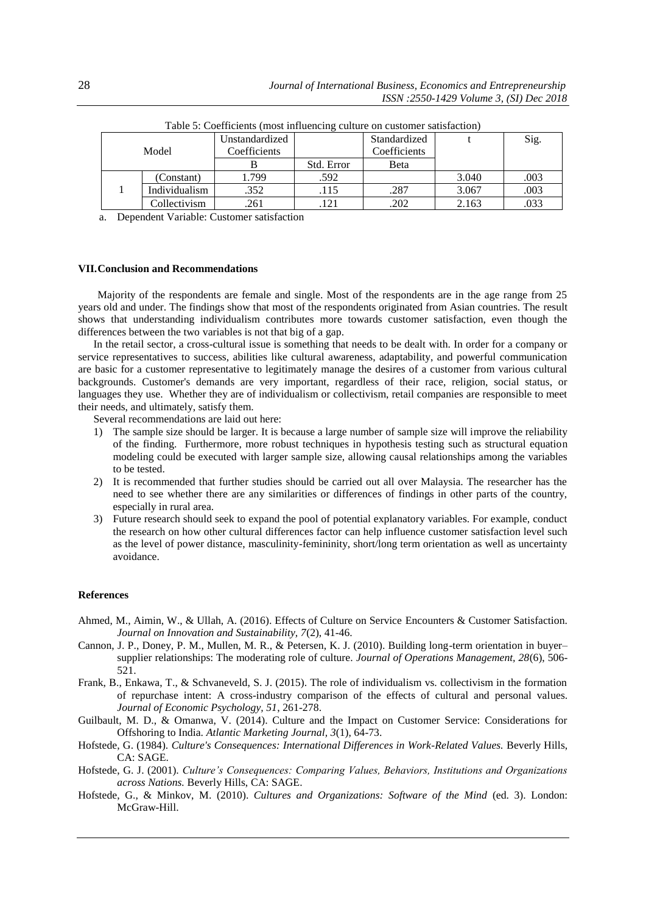Table 5: Coefficients (most influencing culture on customer satisfaction)

| Model | | Unstandardized Coefficients | | Standardized Coefficients | t | Sig. |
|---|---|---|---|---|---|---|
| | | B | Std. Error | Beta | | |
| 1 | (Constant) | 1.799 | .592 | | 3.040 | .003 |
| | Individualism | .352 | .115 | .287 | 3.067 | .003 |
| | Collectivism | .261 | .121 | .202 | 2.163 | .033 |

a. Dependent Variable: Customer satisfaction

## VII. Conclusion and Recommendations

Majority of the respondents are female and single. Most of the respondents are in the age range from 25 years old and under. The findings show that most of the respondents originated from Asian countries. The result shows that understanding individualism contributes more towards customer satisfaction, even though the differences between the two variables is not that big of a gap.

In the retail sector, a cross-cultural issue is something that needs to be dealt with. In order for a company or service representatives to success, abilities like cultural awareness, adaptability, and powerful communication are basic for a customer representative to legitimately manage the desires of a customer from various cultural backgrounds. Customer's demands are very important, regardless of their race, religion, social status, or languages they use. Whether they are of individualism or collectivism, retail companies are responsible to meet their needs, and ultimately, satisfy them.

Several recommendations are laid out here:

1) The sample size should be larger. It is because a large number of sample size will improve the reliability of the finding. Furthermore, more robust techniques in hypothesis testing such as structural equation modeling could be executed with larger sample size, allowing causal relationships among the variables to be tested.
2) It is recommended that further studies should be carried out all over Malaysia. The researcher has the need to see whether there are any similarities or differences of findings in other parts of the country, especially in rural area.
3) Future research should seek to expand the pool of potential explanatory variables. For example, conduct the research on how other cultural differences factor can help influence customer satisfaction level such as the level of power distance, masculinity-femininity, short/long term orientation as well as uncertainty avoidance.

## References

Ahmed, M., Aimin, W., & Ullah, A. (2016). Effects of Culture on Service Encounters & Customer Satisfaction. *Journal on Innovation and Sustainability, 7*(2), 41-46.

Cannon, J. P., Doney, P. M., Mullen, M. R., & Petersen, K. J. (2010). Building long-term orientation in buyer–supplier relationships: The moderating role of culture. *Journal of Operations Management, 28*(6), 506-521.

Frank, B., Enkawa, T., & Schvaneveld, S. J. (2015). The role of individualism vs. collectivism in the formation of repurchase intent: A cross-industry comparison of the effects of cultural and personal values. *Journal of Economic Psychology, 51*, 261-278.

Guilbault, M. D., & Omanwa, V. (2014). Culture and the Impact on Customer Service: Considerations for Offshoring to India. *Atlantic Marketing Journal, 3*(1), 64-73.

Hofstede, G. (1984). *Culture's Consequences: International Differences in Work-Related Values.* Beverly Hills, CA: SAGE.

Hofstede, G. J. (2001). *Culture's Consequences: Comparing Values, Behaviors, Institutions and Organizations across Nations.* Beverly Hills, CA: SAGE.

Hofstede, G., & Minkov, M. (2010). *Cultures and Organizations: Software of the Mind* (ed. 3). London: McGraw-Hill.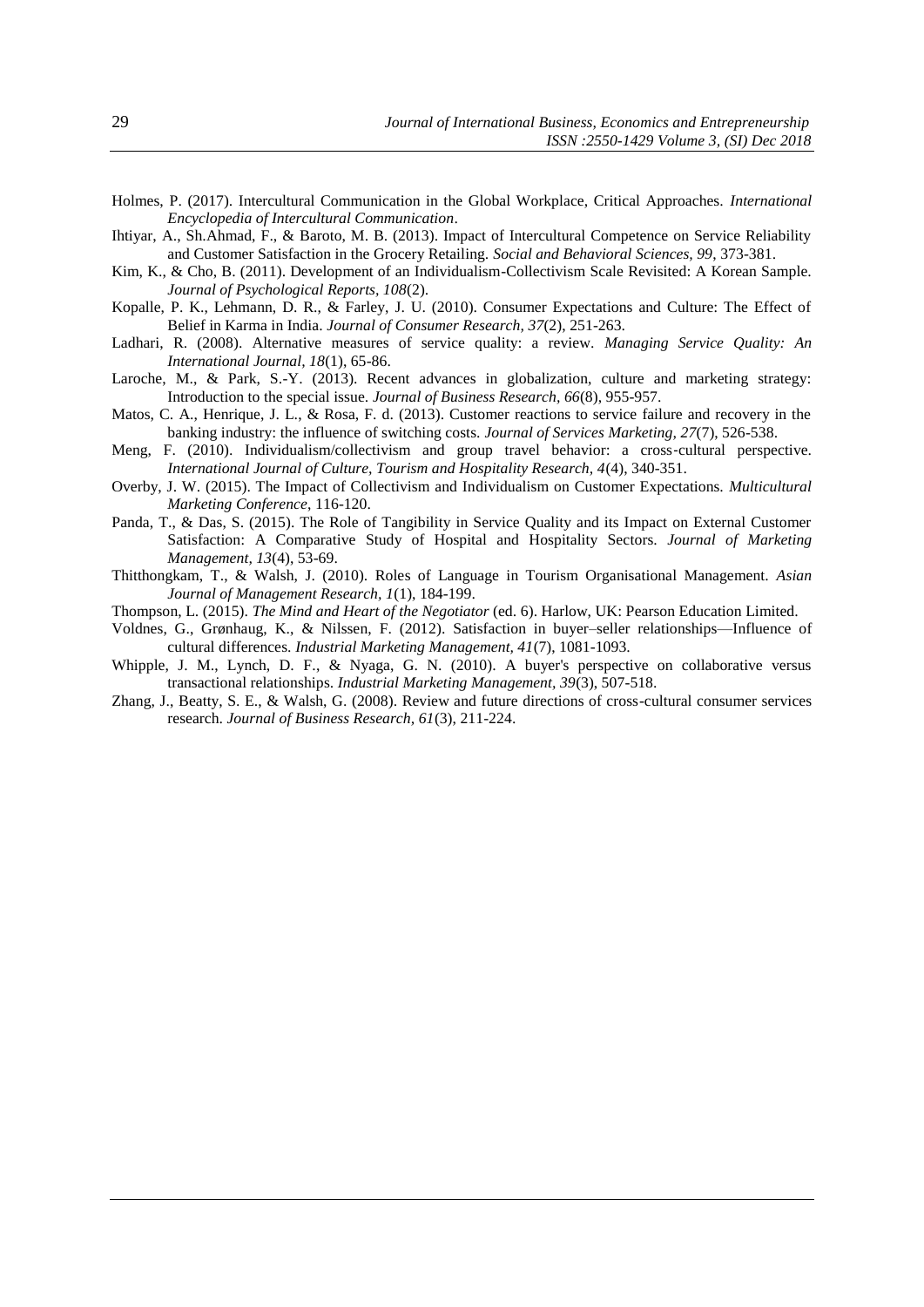Holmes, P. (2017). Intercultural Communication in the Global Workplace, Critical Approaches. *International Encyclopedia of Intercultural Communication*.

Ihtiyar, A., Sh.Ahmad, F., & Baroto, M. B. (2013). Impact of Intercultural Competence on Service Reliability and Customer Satisfaction in the Grocery Retailing. *Social and Behavioral Sciences, 99*, 373-381.

Kim, K., & Cho, B. (2011). Development of an Individualism-Collectivism Scale Revisited: A Korean Sample. *Journal of Psychological Reports, 108*(2).

Kopalle, P. K., Lehmann, D. R., & Farley, J. U. (2010). Consumer Expectations and Culture: The Effect of Belief in Karma in India. *Journal of Consumer Research, 37*(2), 251-263.

Ladhari, R. (2008). Alternative measures of service quality: a review. *Managing Service Quality: An International Journal, 18*(1), 65-86.

Laroche, M., & Park, S.-Y. (2013). Recent advances in globalization, culture and marketing strategy: Introduction to the special issue. *Journal of Business Research, 66*(8), 955-957.

Matos, C. A., Henrique, J. L., & Rosa, F. d. (2013). Customer reactions to service failure and recovery in the banking industry: the influence of switching costs. *Journal of Services Marketing, 27*(7), 526-538.

Meng, F. (2010). Individualism/collectivism and group travel behavior: a cross‐cultural perspective. *International Journal of Culture, Tourism and Hospitality Research, 4*(4), 340-351.

Overby, J. W. (2015). The Impact of Collectivism and Individualism on Customer Expectations. *Multicultural Marketing Conference*, 116-120.

Panda, T., & Das, S. (2015). The Role of Tangibility in Service Quality and its Impact on External Customer Satisfaction: A Comparative Study of Hospital and Hospitality Sectors. *Journal of Marketing Management, 13*(4), 53-69.

Thitthongkam, T., & Walsh, J. (2010). Roles of Language in Tourism Organisational Management. *Asian Journal of Management Research, 1*(1), 184-199.

Thompson, L. (2015). *The Mind and Heart of the Negotiator* (ed. 6). Harlow, UK: Pearson Education Limited.

Voldnes, G., Grønhaug, K., & Nilssen, F. (2012). Satisfaction in buyer–seller relationships—Influence of cultural differences. *Industrial Marketing Management, 41*(7), 1081-1093.

Whipple, J. M., Lynch, D. F., & Nyaga, G. N. (2010). A buyer's perspective on collaborative versus transactional relationships. *Industrial Marketing Management, 39*(3), 507-518.

Zhang, J., Beatty, S. E., & Walsh, G. (2008). Review and future directions of cross-cultural consumer services research. *Journal of Business Research, 61*(3), 211-224.